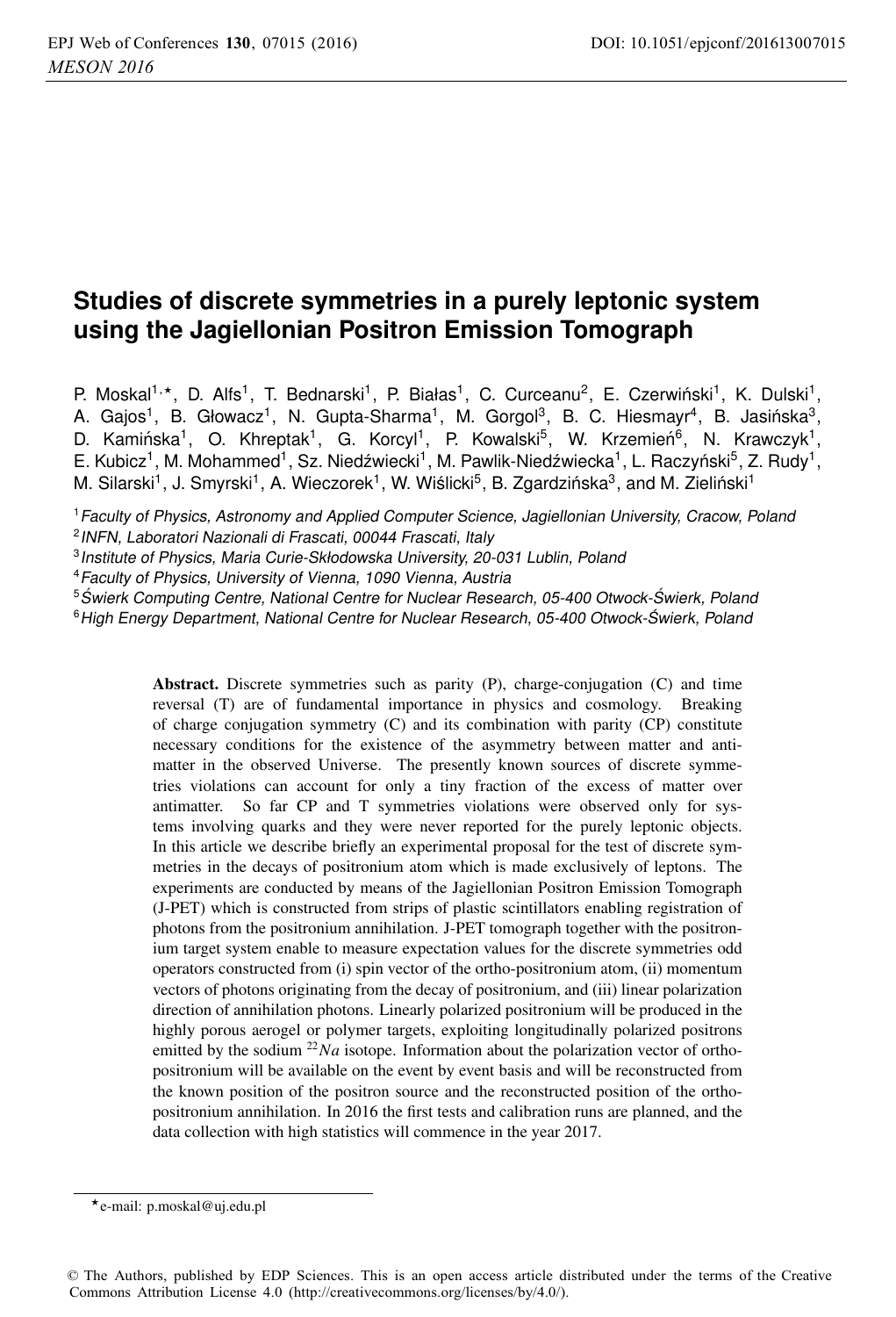# Studies of discrete symmetries in a purely leptonic system using the Jagiellonian Positron Emission Tomograph

P. Moskal[1,⋆], D. Alfs[1], T. Bednarski[1], P. Białas[1], C. Curceanu[2], E. Czerwiński[1], K. Dulski[1], A. Gajos[1], B. Głowacz[1], N. Gupta-Sharma[1], M. Gorgol[3], B. C. Hiesmayr[4], B. Jasińska[3], D. Kamińska[1], O. Khreptak[1], G. Korcyl[1], P. Kowalski[5], W. Krzemień[6], N. Krawczyk[1], E. Kubicz[1], M. Mohammed[1], Sz. Niedźwiecki[1], M. Pawlik-Niedźwiecka[1], L. Raczyński[5], Z. Rudy[1], M. Silarski[1], J. Smyrski[1], A. Wieczorek[1], W. Wiślicki[5], B. Zgardzińska[3], and M. Zieliński[1]

[1] *Faculty of Physics, Astronomy and Applied Computer Science, Jagiellonian University, Cracow, Poland*
[2] *INFN, Laboratori Nazionali di Frascati, 00044 Frascati, Italy*
[3] *Institute of Physics, Maria Curie-Skłodowska University, 20-031 Lublin, Poland*
[4] *Faculty of Physics, University of Vienna, 1090 Vienna, Austria*
[5] *Świerk Computing Centre, National Centre for Nuclear Research, 05-400 Otwock-Świerk, Poland*
[6] *High Energy Department, National Centre for Nuclear Research, 05-400 Otwock-Świerk, Poland*

**Abstract.** Discrete symmetries such as parity (P), charge-conjugation (C) and time reversal (T) are of fundamental importance in physics and cosmology. Breaking of charge conjugation symmetry (C) and its combination with parity (CP) constitute necessary conditions for the existence of the asymmetry between matter and antimatter in the observed Universe. The presently known sources of discrete symmetries violations can account for only a tiny fraction of the excess of matter over antimatter. So far CP and T symmetries violations were observed only for systems involving quarks and they were never reported for the purely leptonic objects. In this article we describe briefly an experimental proposal for the test of discrete symmetries in the decays of positronium atom which is made exclusively of leptons. The experiments are conducted by means of the Jagiellonian Positron Emission Tomograph (J-PET) which is constructed from strips of plastic scintillators enabling registration of photons from the positronium annihilation. J-PET tomograph together with the positronium target system enable to measure expectation values for the discrete symmetries odd operators constructed from (i) spin vector of the ortho-positronium atom, (ii) momentum vectors of photons originating from the decay of positronium, and (iii) linear polarization direction of annihilation photons. Linearly polarized positronium will be produced in the highly porous aerogel or polymer targets, exploiting longitudinally polarized positrons emitted by the sodium $^{22}Na$ isotope. Information about the polarization vector of ortho-positronium will be available on the event by event basis and will be reconstructed from the known position of the positron source and the reconstructed position of the ortho-positronium annihilation. In 2016 the first tests and calibration runs are planned, and the data collection with high statistics will commence in the year 2017.

⋆e-mail: p.moskal@uj.edu.pl

© The Authors, published by EDP Sciences. This is an open access article distributed under the terms of the Creative Commons Attribution License 4.0 (http://creativecommons.org/licenses/by/4.0/).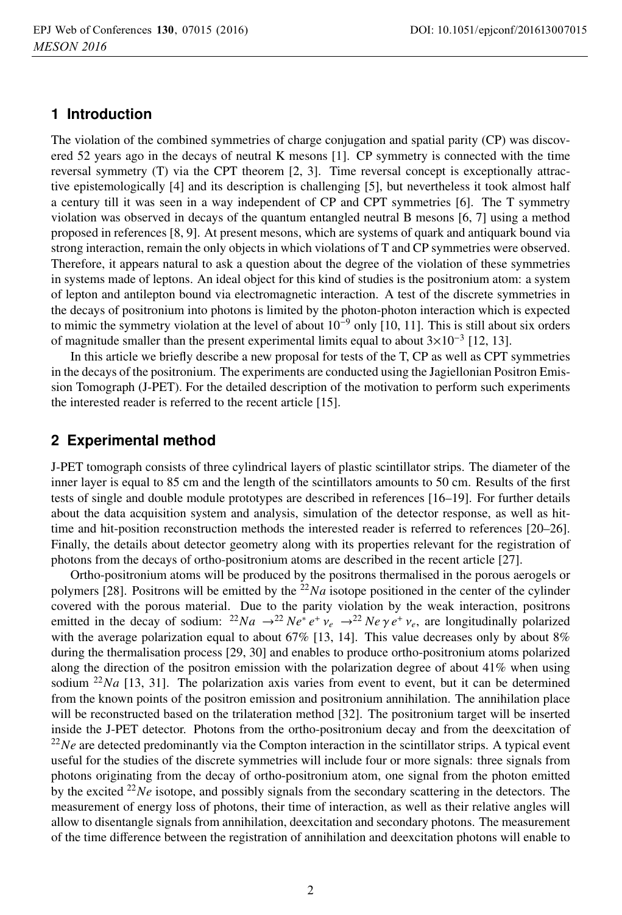## 1 Introduction

The violation of the combined symmetries of charge conjugation and spatial parity (CP) was discovered 52 years ago in the decays of neutral K mesons [1]. CP symmetry is connected with the time reversal symmetry (T) via the CPT theorem [2, 3]. Time reversal concept is exceptionally attractive epistemologically [4] and its description is challenging [5], but nevertheless it took almost half a century till it was seen in a way independent of CP and CPT symmetries [6]. The T symmetry violation was observed in decays of the quantum entangled neutral B mesons [6, 7] using a method proposed in references [8, 9]. At present mesons, which are systems of quark and antiquark bound via strong interaction, remain the only objects in which violations of T and CP symmetries were observed. Therefore, it appears natural to ask a question about the degree of the violation of these symmetries in systems made of leptons. An ideal object for this kind of studies is the positronium atom: a system of lepton and antilepton bound via electromagnetic interaction. A test of the discrete symmetries in the decays of positronium into photons is limited by the photon-photon interaction which is expected to mimic the symmetry violation at the level of about $10^{-9}$ only [10, 11]. This is still about six orders of magnitude smaller than the present experimental limits equal to about $3\times10^{-3}$ [12, 13].

In this article we briefly describe a new proposal for tests of the T, CP as well as CPT symmetries in the decays of the positronium. The experiments are conducted using the Jagiellonian Positron Emission Tomograph (J-PET). For the detailed description of the motivation to perform such experiments the interested reader is referred to the recent article [15].

## 2 Experimental method

J-PET tomograph consists of three cylindrical layers of plastic scintillator strips. The diameter of the inner layer is equal to 85 cm and the length of the scintillators amounts to 50 cm. Results of the first tests of single and double module prototypes are described in references [16–19]. For further details about the data acquisition system and analysis, simulation of the detector response, as well as hit-time and hit-position reconstruction methods the interested reader is referred to references [20–26]. Finally, the details about detector geometry along with its properties relevant for the registration of photons from the decays of ortho-positronium atoms are described in the recent article [27].

Ortho-positronium atoms will be produced by the positrons thermalised in the porous aerogels or polymers [28]. Positrons will be emitted by the $^{22}Na$ isotope positioned in the center of the cylinder covered with the porous material. Due to the parity violation by the weak interaction, positrons emitted in the decay of sodium: $^{22}Na \rightarrow ^{22}Ne^{*}\, e^{+}\, \nu_e \rightarrow ^{22}Ne\, \gamma\, e^{+}\, \nu_e$, are longitudinally polarized with the average polarization equal to about 67% [13, 14]. This value decreases only by about 8% during the thermalisation process [29, 30] and enables to produce ortho-positronium atoms polarized along the direction of the positron emission with the polarization degree of about 41% when using sodium $^{22}Na$ [13, 31]. The polarization axis varies from event to event, but it can be determined from the known points of the positron emission and positronium annihilation. The annihilation place will be reconstructed based on the trilateration method [32]. The positronium target will be inserted inside the J-PET detector. Photons from the ortho-positronium decay and from the deexcitation of $^{22}Ne$ are detected predominantly via the Compton interaction in the scintillator strips. A typical event useful for the studies of the discrete symmetries will include four or more signals: three signals from photons originating from the decay of ortho-positronium atom, one signal from the photon emitted by the excited $^{22}Ne$ isotope, and possibly signals from the secondary scattering in the detectors. The measurement of energy loss of photons, their time of interaction, as well as their relative angles will allow to disentangle signals from annihilation, deexcitation and secondary photons. The measurement of the time difference between the registration of annihilation and deexcitation photons will enable to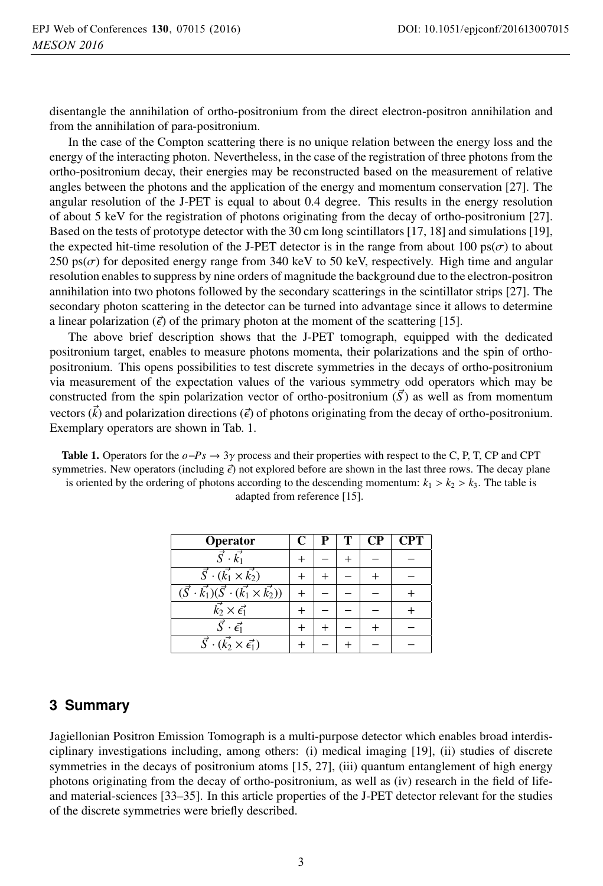disentangle the annihilation of ortho-positronium from the direct electron-positron annihilation and from the annihilation of para-positronium.

In the case of the Compton scattering there is no unique relation between the energy loss and the energy of the interacting photon. Nevertheless, in the case of the registration of three photons from the ortho-positronium decay, their energies may be reconstructed based on the measurement of relative angles between the photons and the application of the energy and momentum conservation [27]. The angular resolution of the J-PET is equal to about 0.4 degree. This results in the energy resolution of about 5 keV for the registration of photons originating from the decay of ortho-positronium [27]. Based on the tests of prototype detector with the 30 cm long scintillators [17, 18] and simulations [19], the expected hit-time resolution of the J-PET detector is in the range from about 100 ps($\sigma$) to about 250 ps($\sigma$) for deposited energy range from 340 keV to 50 keV, respectively. High time and angular resolution enables to suppress by nine orders of magnitude the background due to the electron-positron annihilation into two photons followed by the secondary scatterings in the scintillator strips [27]. The secondary photon scattering in the detector can be turned into advantage since it allows to determine a linear polarization ($\vec{\epsilon}$) of the primary photon at the moment of the scattering [15].

The above brief description shows that the J-PET tomograph, equipped with the dedicated positronium target, enables to measure photons momenta, their polarizations and the spin of ortho-positronium. This opens possibilities to test discrete symmetries in the decays of ortho-positronium via measurement of the expectation values of the various symmetry odd operators which may be constructed from the spin polarization vector of ortho-positronium ($\vec{S}$) as well as from momentum vectors ($\vec{k}$) and polarization directions ($\vec{\epsilon}$) of photons originating from the decay of ortho-positronium. Exemplary operators are shown in Tab. 1.

**Table 1.** Operators for the $o\text{-}Ps \to 3\gamma$ process and their properties with respect to the C, P, T, CP and CPT symmetries. New operators (including $\vec{\epsilon}$) not explored before are shown in the last three rows. The decay plane is oriented by the ordering of photons according to the descending momentum: $k_1 > k_2 > k_3$. The table is adapted from reference [15].

| Operator | C | P | T | CP | CPT |
|---|---|---|---|---|---|
| $\vec{S} \cdot \vec{k_1}$ | + | − | + | − | − |
| $\vec{S} \cdot (\vec{k_1} \times \vec{k_2})$ | + | + | − | + | − |
| $(\vec{S} \cdot \vec{k_1})(\vec{S} \cdot (\vec{k_1} \times \vec{k_2}))$ | + | − | − | − | + |
| $\vec{k_2} \times \vec{\epsilon_1}$ | + | − | − | − | + |
| $\vec{S} \cdot \vec{\epsilon_1}$ | + | + | − | + | − |
| $\vec{S} \cdot (\vec{k_2} \times \vec{\epsilon_1})$ | + | − | + | − | − |

## 3 Summary

Jagiellonian Positron Emission Tomograph is a multi-purpose detector which enables broad interdisciplinary investigations including, among others: (i) medical imaging [19], (ii) studies of discrete symmetries in the decays of positronium atoms [15, 27], (iii) quantum entanglement of high energy photons originating from the decay of ortho-positronium, as well as (iv) research in the field of life- and material-sciences [33–35]. In this article properties of the J-PET detector relevant for the studies of the discrete symmetries were briefly described.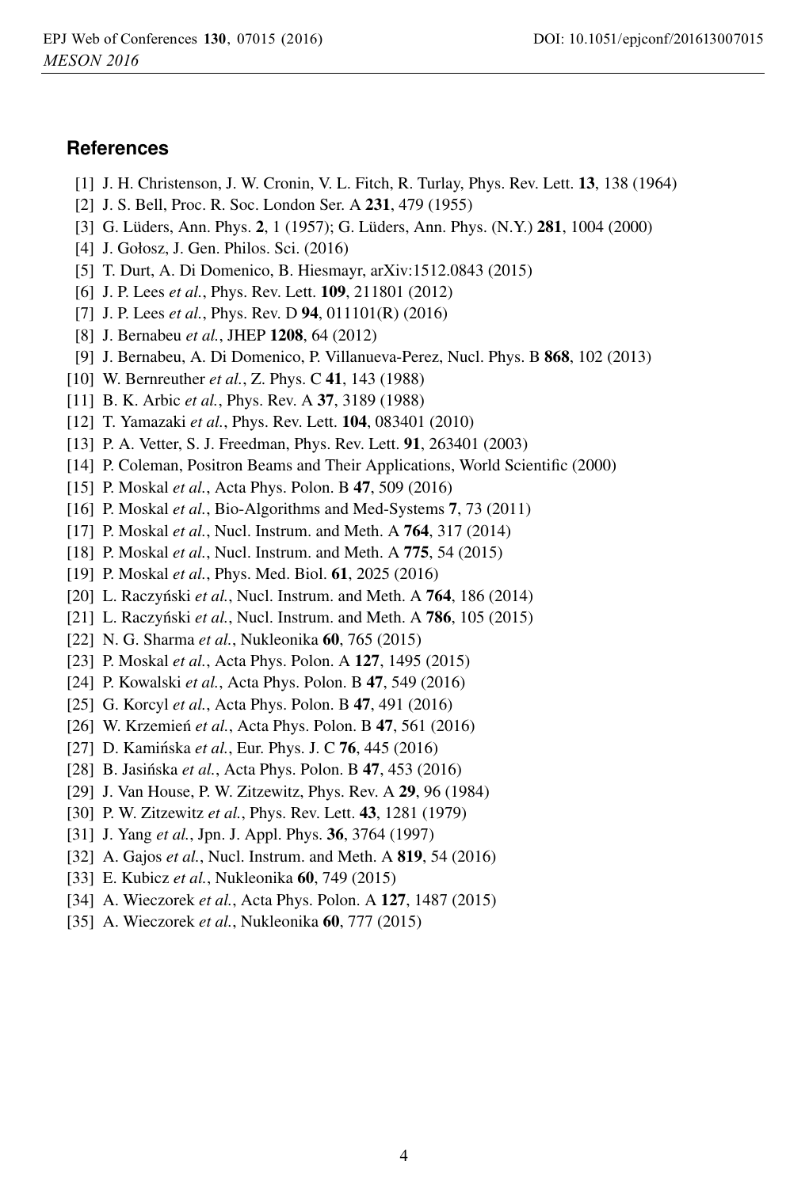## References

[1] J. H. Christenson, J. W. Cronin, V. L. Fitch, R. Turlay, Phys. Rev. Lett. **13**, 138 (1964)

[2] J. S. Bell, Proc. R. Soc. London Ser. A **231**, 479 (1955)

[3] G. Lüders, Ann. Phys. **2**, 1 (1957); G. Lüders, Ann. Phys. (N.Y.) **281**, 1004 (2000)

[4] J. Gołosz, J. Gen. Philos. Sci. (2016)

[5] T. Durt, A. Di Domenico, B. Hiesmayr, arXiv:1512.0843 (2015)

[6] J. P. Lees *et al.*, Phys. Rev. Lett. **109**, 211801 (2012)

[7] J. P. Lees *et al.*, Phys. Rev. D **94**, 011101(R) (2016)

[8] J. Bernabeu *et al.*, JHEP **1208**, 64 (2012)

[9] J. Bernabeu, A. Di Domenico, P. Villanueva-Perez, Nucl. Phys. B **868**, 102 (2013)

[10] W. Bernreuther *et al.*, Z. Phys. C **41**, 143 (1988)

[11] B. K. Arbic *et al.*, Phys. Rev. A **37**, 3189 (1988)

[12] T. Yamazaki *et al.*, Phys. Rev. Lett. **104**, 083401 (2010)

[13] P. A. Vetter, S. J. Freedman, Phys. Rev. Lett. **91**, 263401 (2003)

[14] P. Coleman, Positron Beams and Their Applications, World Scientific (2000)

[15] P. Moskal *et al.*, Acta Phys. Polon. B **47**, 509 (2016)

[16] P. Moskal *et al.*, Bio-Algorithms and Med-Systems **7**, 73 (2011)

[17] P. Moskal *et al.*, Nucl. Instrum. and Meth. A **764**, 317 (2014)

[18] P. Moskal *et al.*, Nucl. Instrum. and Meth. A **775**, 54 (2015)

[19] P. Moskal *et al.*, Phys. Med. Biol. **61**, 2025 (2016)

[20] L. Raczyński *et al.*, Nucl. Instrum. and Meth. A **764**, 186 (2014)

[21] L. Raczyński *et al.*, Nucl. Instrum. and Meth. A **786**, 105 (2015)

[22] N. G. Sharma *et al.*, Nukleonika **60**, 765 (2015)

[23] P. Moskal *et al.*, Acta Phys. Polon. A **127**, 1495 (2015)

[24] P. Kowalski *et al.*, Acta Phys. Polon. B **47**, 549 (2016)

[25] G. Korcyl *et al.*, Acta Phys. Polon. B **47**, 491 (2016)

[26] W. Krzemień *et al.*, Acta Phys. Polon. B **47**, 561 (2016)

[27] D. Kamińska *et al.*, Eur. Phys. J. C **76**, 445 (2016)

[28] B. Jasińska *et al.*, Acta Phys. Polon. B **47**, 453 (2016)

[29] J. Van House, P. W. Zitzewitz, Phys. Rev. A **29**, 96 (1984)

[30] P. W. Zitzewitz *et al.*, Phys. Rev. Lett. **43**, 1281 (1979)

[31] J. Yang *et al.*, Jpn. J. Appl. Phys. **36**, 3764 (1997)

[32] A. Gajos *et al.*, Nucl. Instrum. and Meth. A **819**, 54 (2016)

[33] E. Kubicz *et al.*, Nukleonika **60**, 749 (2015)

[34] A. Wieczorek *et al.*, Acta Phys. Polon. A **127**, 1487 (2015)

[35] A. Wieczorek *et al.*, Nukleonika **60**, 777 (2015)